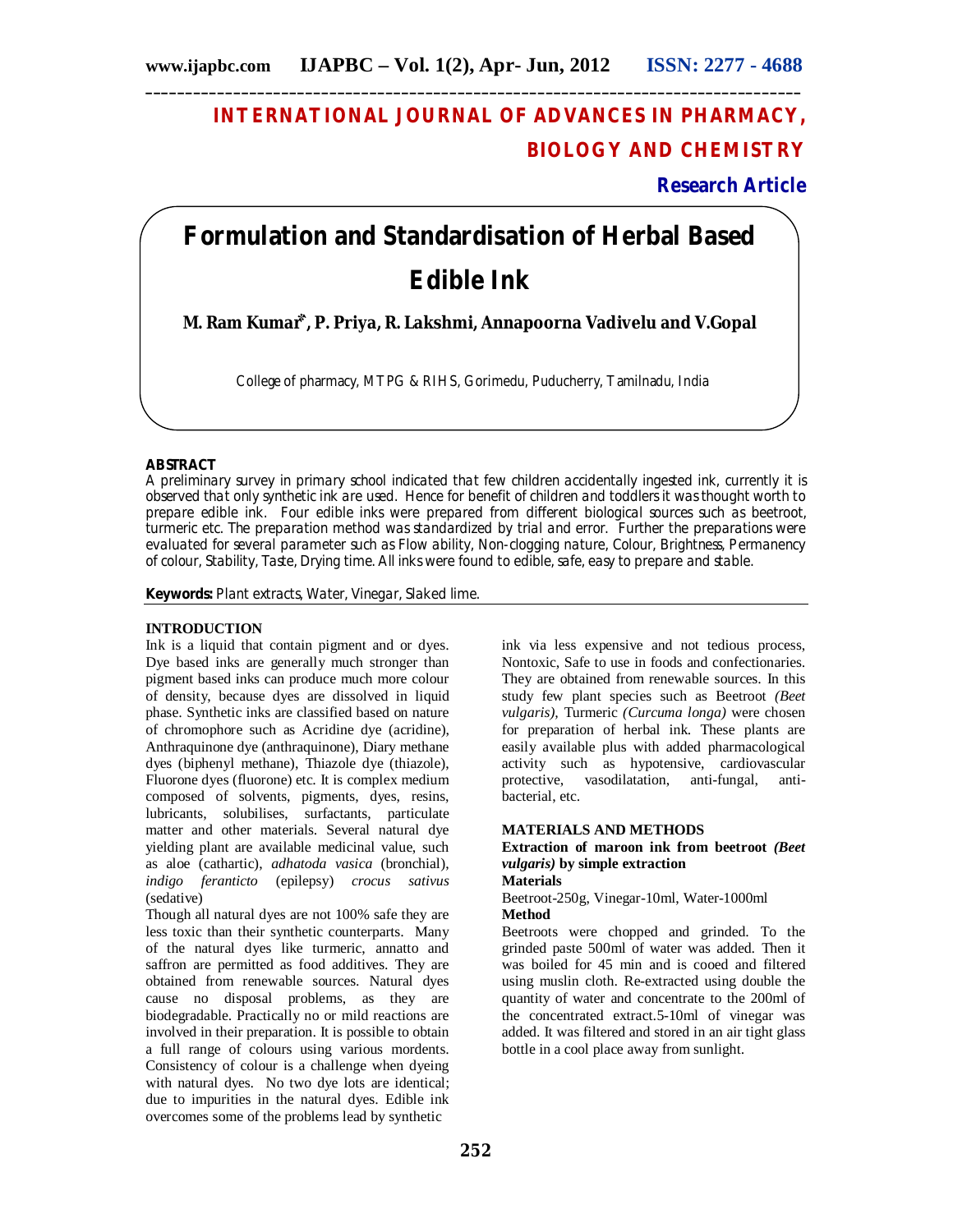# INTERNATIONAL JOURNAL OF ADVANCES IN PHARMACY, BIOLOGY AND CHEMISTRY

**Research Article**

# Formulation and Standardisation of Herbal Based Edible Ink

**M. Ram Kumar*, P. Priya, R. Lakshmi, Annapoorna Vadivelu and V.Gopal**

College of pharmacy, MTPG & RIHS, Gorimedu, Puducherry, Tamilnadu, India

## ABSTRACT

A preliminary survey in primary school indicated that few children accidentally ingested ink, currently it is observed that only synthetic ink are used. Hence for benefit of children and toddlers it was thought worth to prepare edible ink. Four edible inks were prepared from different biological sources such as beetroot, turmeric etc. The preparation method was standardized by trial and error. Further the preparations were evaluated for several parameter such as Flow ability, Non-clogging nature, Colour, Brightness, Permanency of colour, Stability, Taste, Drying time. All inks were found to edible, safe, easy to prepare and stable.

**Keywords:** Plant extracts, Water, Vinegar, Slaked lime.

## INTRODUCTION

Ink is a liquid that contain pigment and or dyes. Dye based inks are generally much stronger than pigment based inks can produce much more colour of density, because dyes are dissolved in liquid phase. Synthetic inks are classified based on nature of chromophore such as Acridine dye (acridine), Anthraquinone dye (anthraquinone), Diary methane dyes (biphenyl methane), Thiazole dye (thiazole), Fluorone dyes (fluorone) etc. It is complex medium composed of solvents, pigments, dyes, resins, lubricants, solubilises, surfactants, particulate matter and other materials. Several natural dye yielding plant are available medicinal value, such as aloe (cathartic), *adhatoda vasica* (bronchial), *indigo feranticto* (epilepsy) *crocus sativus* (sedative)

Though all natural dyes are not 100% safe they are less toxic than their synthetic counterparts. Many of the natural dyes like turmeric, annatto and saffron are permitted as food additives. They are obtained from renewable sources. Natural dyes cause no disposal problems, as they are biodegradable. Practically no or mild reactions are involved in their preparation. It is possible to obtain a full range of colours using various mordents. Consistency of colour is a challenge when dyeing with natural dyes. No two dye lots are identical; due to impurities in the natural dyes. Edible ink overcomes some of the problems lead by synthetic ink via less expensive and not tedious process, Nontoxic, Safe to use in foods and confectionaries. They are obtained from renewable sources. In this study few plant species such as Beetroot *(Beet vulgaris)*, Turmeric *(Curcuma longa)* were chosen for preparation of herbal ink. These plants are easily available plus with added pharmacological activity such as hypotensive, cardiovascular protective, vasodilatation, anti-fungal, anti-bacterial, etc.

## MATERIALS AND METHODS

### Extraction of maroon ink from beetroot *(Beet vulgaris)* by simple extraction

**Materials**

Beetroot-250g, Vinegar-10ml, Water-1000ml

**Method**

Beetroots were chopped and grinded. To the grinded paste 500ml of water was added. Then it was boiled for 45 min and is cooed and filtered using muslin cloth. Re-extracted using double the quantity of water and concentrate to the 200ml of the concentrated extract.5-10ml of vinegar was added. It was filtered and stored in an air tight glass bottle in a cool place away from sunlight.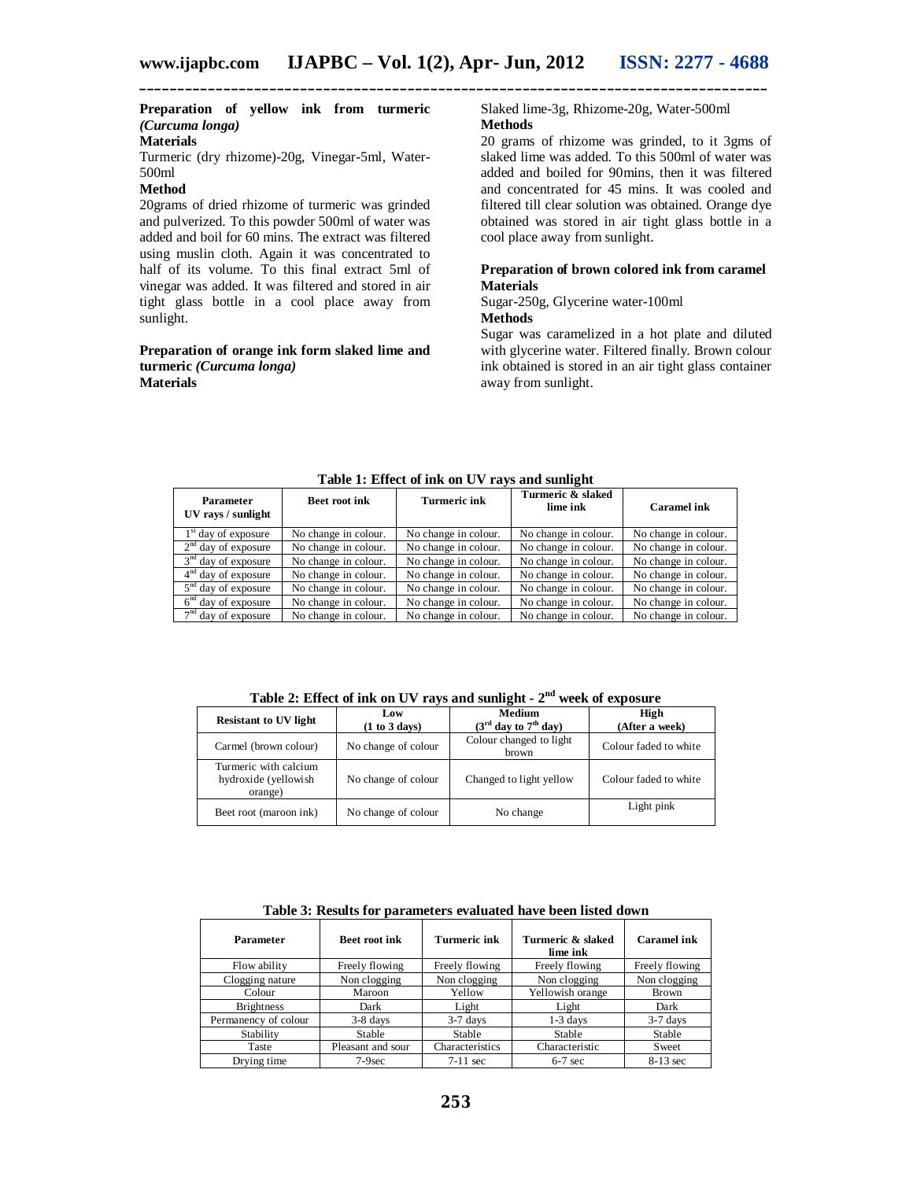**Preparation of yellow ink from turmeric *(Curcuma longa)***

**Materials**

Turmeric (dry rhizome)-20g, Vinegar-5ml, Water-500ml

**Method**

20grams of dried rhizome of turmeric was grinded and pulverized. To this powder 500ml of water was added and boil for 60 mins. The extract was filtered using muslin cloth. Again it was concentrated to half of its volume. To this final extract 5ml of vinegar was added. It was filtered and stored in air tight glass bottle in a cool place away from sunlight.

**Preparation of orange ink form slaked lime and turmeric *(Curcuma longa)***

**Materials**

Slaked lime-3g, Rhizome-20g, Water-500ml

**Methods**

20 grams of rhizome was grinded, to it 3gms of slaked lime was added. To this 500ml of water was added and boiled for 90mins, then it was filtered and concentrated for 45 mins. It was cooled and filtered till clear solution was obtained. Orange dye obtained was stored in air tight glass bottle in a cool place away from sunlight.

**Preparation of brown colored ink from caramel**

**Materials**

Sugar-250g, Glycerine water-100ml

**Methods**

Sugar was caramelized in a hot plate and diluted with glycerine water. Filtered finally. Brown colour ink obtained is stored in an air tight glass container away from sunlight.

**Table 1: Effect of ink on UV rays and sunlight**

| Parameter UV rays / sunlight | Beet root ink | Turmeric ink | Turmeric & slaked lime ink | Caramel ink |
|---|---|---|---|---|
| 1st day of exposure | No change in colour. | No change in colour. | No change in colour. | No change in colour. |
| 2nd day of exposure | No change in colour. | No change in colour. | No change in colour. | No change in colour. |
| 3nd day of exposure | No change in colour. | No change in colour. | No change in colour. | No change in colour. |
| 4nd day of exposure | No change in colour. | No change in colour. | No change in colour. | No change in colour. |
| 5nd day of exposure | No change in colour. | No change in colour. | No change in colour. | No change in colour. |
| 6nd day of exposure | No change in colour. | No change in colour. | No change in colour. | No change in colour. |
| 7nd day of exposure | No change in colour. | No change in colour. | No change in colour. | No change in colour. |

**Table 2: Effect of ink on UV rays and sunlight - 2nd week of exposure**

| Resistant to UV light | Low (1 to 3 days) | Medium (3rd day to 7th day) | High (After a week) |
|---|---|---|---|
| Carmel (brown colour) | No change of colour | Colour changed to light brown | Colour faded to white |
| Turmeric with calcium hydroxide (yellowish orange) | No change of colour | Changed to light yellow | Colour faded to white |
| Beet root (maroon ink) | No change of colour | No change | Light pink |

**Table 3: Results for parameters evaluated have been listed down**

| Parameter | Beet root ink | Turmeric ink | Turmeric & slaked lime ink | Caramel ink |
|---|---|---|---|---|
| Flow ability | Freely flowing | Freely flowing | Freely flowing | Freely flowing |
| Clogging nature | Non clogging | Non clogging | Non clogging | Non clogging |
| Colour | Maroon | Yellow | Yellowish orange | Brown |
| Brightness | Dark | Light | Light | Dark |
| Permanency of colour | 3-8 days | 3-7 days | 1-3 days | 3-7 days |
| Stability | Stable | Stable | Stable | Stable |
| Taste | Pleasant and sour | Characteristics | Characteristic | Sweet |
| Drying time | 7-9sec | 7-11 sec | 6-7 sec | 8-13 sec |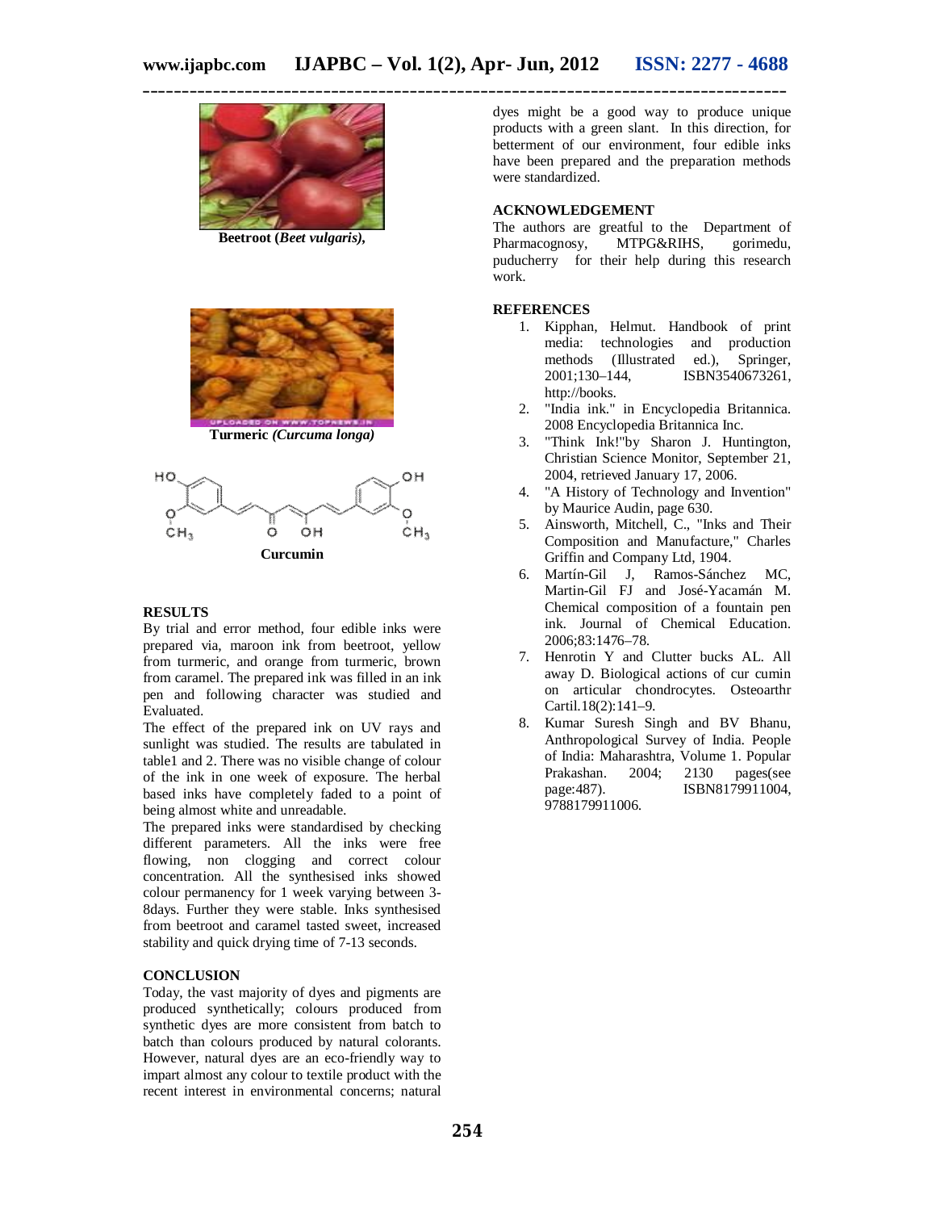Beetroot (*Beet vulgaris*),

Turmeric *(Curcuma longa)*

Curcumin

## RESULTS

By trial and error method, four edible inks were prepared via, maroon ink from beetroot, yellow from turmeric, and orange from turmeric, brown from caramel. The prepared ink was filled in an ink pen and following character was studied and Evaluated.

The effect of the prepared ink on UV rays and sunlight was studied. The results are tabulated in table1 and 2. There was no visible change of colour of the ink in one week of exposure. The herbal based inks have completely faded to a point of being almost white and unreadable.

The prepared inks were standardised by checking different parameters. All the inks were free flowing, non clogging and correct colour concentration. All the synthesised inks showed colour permanency for 1 week varying between 3-8days. Further they were stable. Inks synthesised from beetroot and caramel tasted sweet, increased stability and quick drying time of 7-13 seconds.

## CONCLUSION

Today, the vast majority of dyes and pigments are produced synthetically; colours produced from synthetic dyes are more consistent from batch to batch than colours produced by natural colorants. However, natural dyes are an eco-friendly way to impart almost any colour to textile product with the recent interest in environmental concerns; natural dyes might be a good way to produce unique products with a green slant. In this direction, for betterment of our environment, four edible inks have been prepared and the preparation methods were standardized.

## ACKNOWLEDGEMENT

The authors are greatful to the Department of Pharmacognosy, MTPG&RIHS, gorimedu, puducherry for their help during this research work.

## REFERENCES

1. Kipphan, Helmut. Handbook of print media: technologies and production methods (Illustrated ed.), Springer, 2001;130–144, ISBN3540673261, http://books.
2. "India ink." in Encyclopedia Britannica. 2008 Encyclopedia Britannica Inc.
3. "Think Ink!"by Sharon J. Huntington, Christian Science Monitor, September 21, 2004, retrieved January 17, 2006.
4. "A History of Technology and Invention" by Maurice Audin, page 630.
5. Ainsworth, Mitchell, C., "Inks and Their Composition and Manufacture," Charles Griffin and Company Ltd, 1904.
6. Martín-Gil J, Ramos-Sánchez MC, Martin-Gil FJ and José-Yacamán M. Chemical composition of a fountain pen ink. Journal of Chemical Education. 2006;83:1476–78.
7. Henrotin Y and Clutter bucks AL. All away D. Biological actions of cur cumin on articular chondrocytes. Osteoarthr Cartil.18(2):141–9.
8. Kumar Suresh Singh and BV Bhanu, Anthropological Survey of India. People of India: Maharashtra, Volume 1. Popular Prakashan. 2004; 2130 pages(see page:487). ISBN8179911004, 9788179911006.